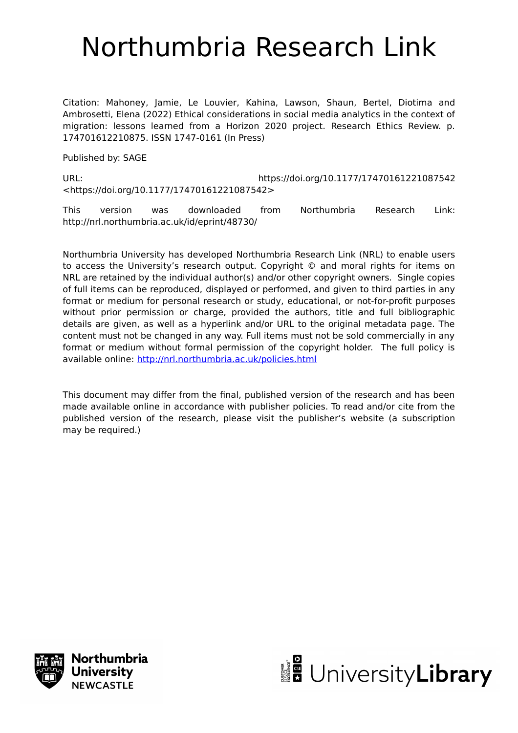# Northumbria Research Link

Citation: Mahoney, Jamie, Le Louvier, Kahina, Lawson, Shaun, Bertel, Diotima and Ambrosetti, Elena (2022) Ethical considerations in social media analytics in the context of migration: lessons learned from a Horizon 2020 project. Research Ethics Review. p. 174701612210875. ISSN 1747-0161 (In Press)

Published by: SAGE

URL: https://doi.org/10.1177/17470161221087542 <https://doi.org/10.1177/17470161221087542>

This version was downloaded from Northumbria Research Link: http://nrl.northumbria.ac.uk/id/eprint/48730/

Northumbria University has developed Northumbria Research Link (NRL) to enable users to access the University's research output. Copyright © and moral rights for items on NRL are retained by the individual author(s) and/or other copyright owners. Single copies of full items can be reproduced, displayed or performed, and given to third parties in any format or medium for personal research or study, educational, or not-for-profit purposes without prior permission or charge, provided the authors, title and full bibliographic details are given, as well as a hyperlink and/or URL to the original metadata page. The content must not be changed in any way. Full items must not be sold commercially in any format or medium without formal permission of the copyright holder. The full policy is available online: http://nrl.northumbria.ac.uk/policies.html

This document may differ from the final, published version of the research and has been made available online in accordance with publisher policies. To read and/or cite from the published version of the research, please visit the publisher's website (a subscription may be required.)

Northumbria University NEWCASTLE

UniversityLibrary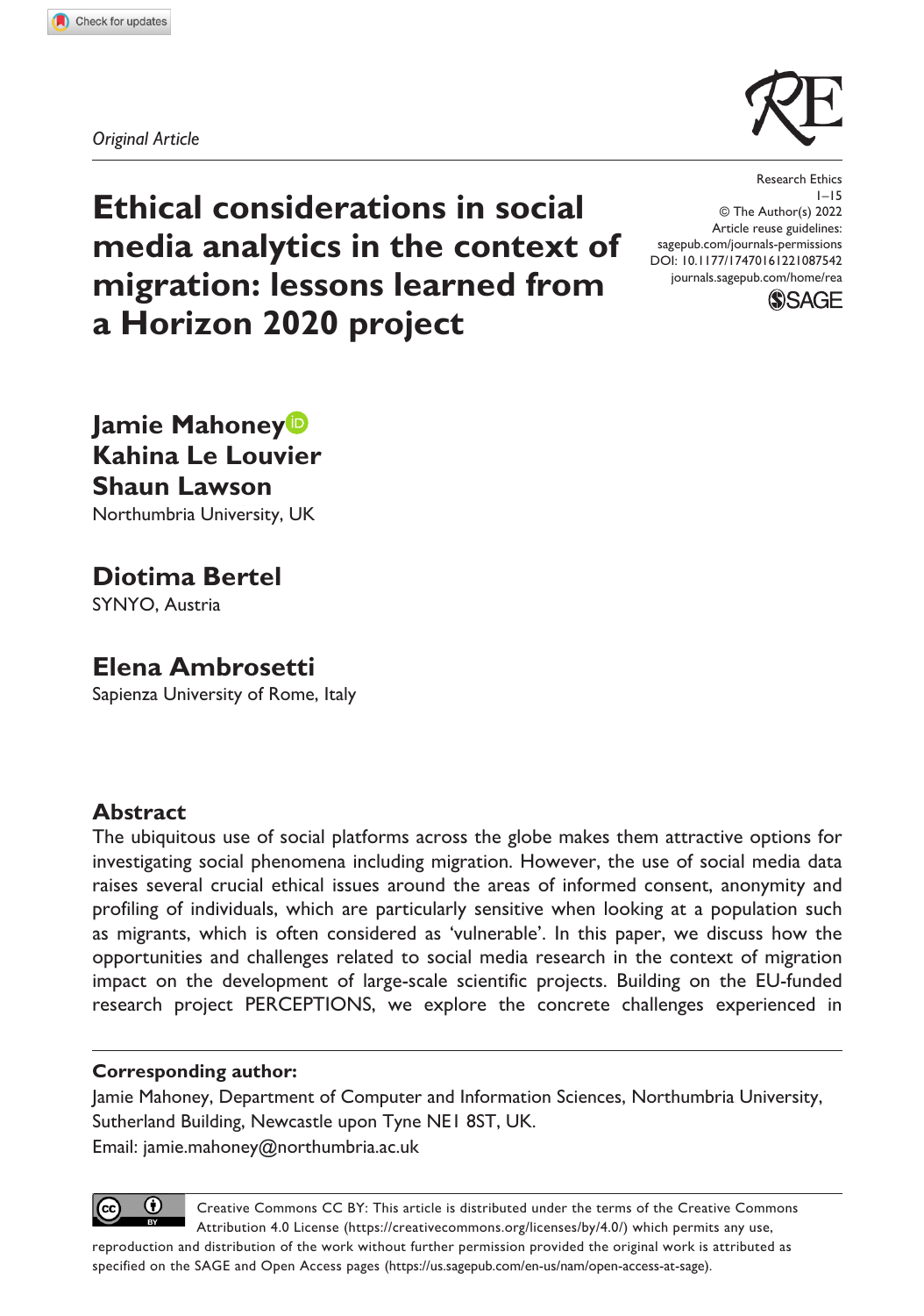*Original Article*

# Ethical considerations in social media analytics in the context of migration: lessons learned from a Horizon 2020 project

**Jamie Mahoney**
**Kahina Le Louvier**
**Shaun Lawson**
Northumbria University, UK

**Diotima Bertel**
SYNYO, Austria

**Elena Ambrosetti**
Sapienza University of Rome, Italy

## Abstract

The ubiquitous use of social platforms across the globe makes them attractive options for investigating social phenomena including migration. However, the use of social media data raises several crucial ethical issues around the areas of informed consent, anonymity and profiling of individuals, which are particularly sensitive when looking at a population such as migrants, which is often considered as 'vulnerable'. In this paper, we discuss how the opportunities and challenges related to social media research in the context of migration impact on the development of large-scale scientific projects. Building on the EU-funded research project PERCEPTIONS, we explore the concrete challenges experienced in

**Corresponding author:**
Jamie Mahoney, Department of Computer and Information Sciences, Northumbria University, Sutherland Building, Newcastle upon Tyne NE1 8ST, UK.
Email: jamie.mahoney@northumbria.ac.uk

Creative Commons CC BY: This article is distributed under the terms of the Creative Commons Attribution 4.0 License (https://creativecommons.org/licenses/by/4.0/) which permits any use, reproduction and distribution of the work without further permission provided the original work is attributed as specified on the SAGE and Open Access pages (https://us.sagepub.com/en-us/nam/open-access-at-sage).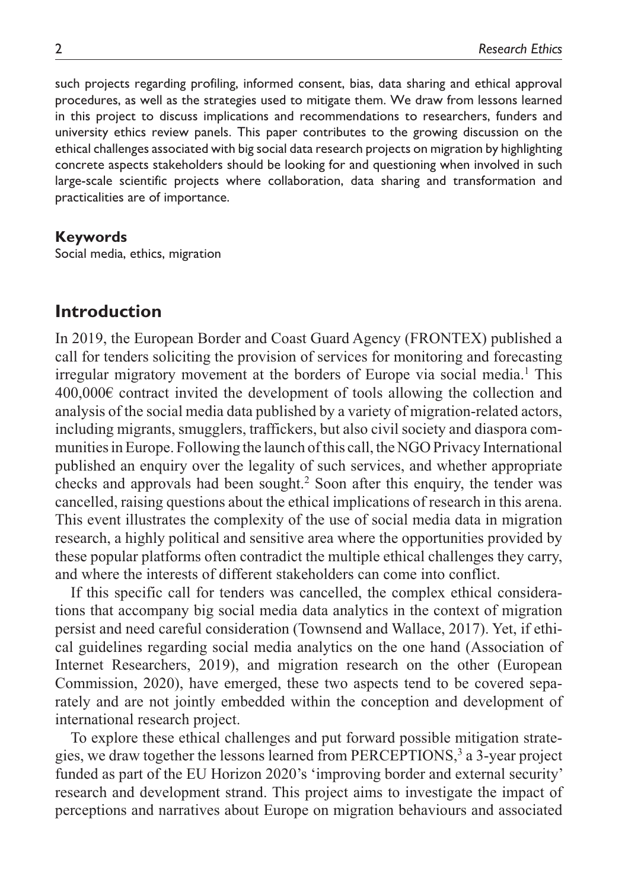such projects regarding profiling, informed consent, bias, data sharing and ethical approval procedures, as well as the strategies used to mitigate them. We draw from lessons learned in this project to discuss implications and recommendations to researchers, funders and university ethics review panels. This paper contributes to the growing discussion on the ethical challenges associated with big social data research projects on migration by highlighting concrete aspects stakeholders should be looking for and questioning when involved in such large-scale scientific projects where collaboration, data sharing and transformation and practicalities are of importance.

**Keywords**

Social media, ethics, migration

## Introduction

In 2019, the European Border and Coast Guard Agency (FRONTEX) published a call for tenders soliciting the provision of services for monitoring and forecasting irregular migratory movement at the borders of Europe via social media.[1] This 400,000€ contract invited the development of tools allowing the collection and analysis of the social media data published by a variety of migration-related actors, including migrants, smugglers, traffickers, but also civil society and diaspora communities in Europe. Following the launch of this call, the NGO Privacy International published an enquiry over the legality of such services, and whether appropriate checks and approvals had been sought.[2] Soon after this enquiry, the tender was cancelled, raising questions about the ethical implications of research in this arena. This event illustrates the complexity of the use of social media data in migration research, a highly political and sensitive area where the opportunities provided by these popular platforms often contradict the multiple ethical challenges they carry, and where the interests of different stakeholders can come into conflict.

If this specific call for tenders was cancelled, the complex ethical considerations that accompany big social media data analytics in the context of migration persist and need careful consideration (Townsend and Wallace, 2017). Yet, if ethical guidelines regarding social media analytics on the one hand (Association of Internet Researchers, 2019), and migration research on the other (European Commission, 2020), have emerged, these two aspects tend to be covered separately and are not jointly embedded within the conception and development of international research project.

To explore these ethical challenges and put forward possible mitigation strategies, we draw together the lessons learned from PERCEPTIONS,[3] a 3-year project funded as part of the EU Horizon 2020's 'improving border and external security' research and development strand. This project aims to investigate the impact of perceptions and narratives about Europe on migration behaviours and associated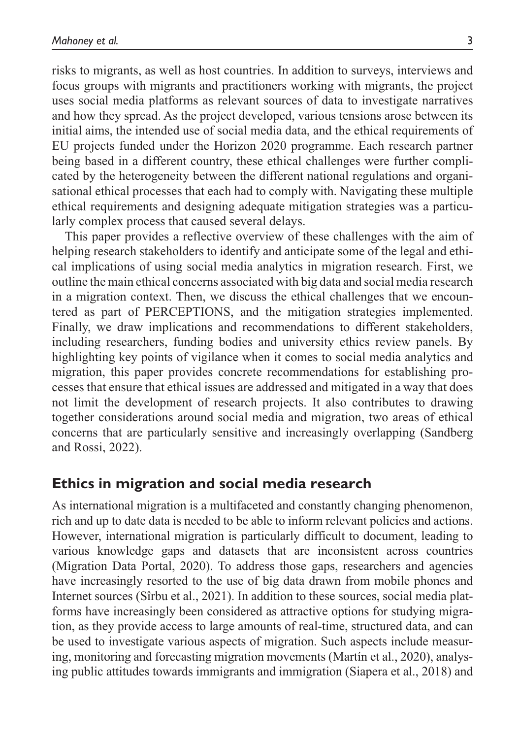risks to migrants, as well as host countries. In addition to surveys, interviews and focus groups with migrants and practitioners working with migrants, the project uses social media platforms as relevant sources of data to investigate narratives and how they spread. As the project developed, various tensions arose between its initial aims, the intended use of social media data, and the ethical requirements of EU projects funded under the Horizon 2020 programme. Each research partner being based in a different country, these ethical challenges were further complicated by the heterogeneity between the different national regulations and organisational ethical processes that each had to comply with. Navigating these multiple ethical requirements and designing adequate mitigation strategies was a particularly complex process that caused several delays.

This paper provides a reflective overview of these challenges with the aim of helping research stakeholders to identify and anticipate some of the legal and ethical implications of using social media analytics in migration research. First, we outline the main ethical concerns associated with big data and social media research in a migration context. Then, we discuss the ethical challenges that we encountered as part of PERCEPTIONS, and the mitigation strategies implemented. Finally, we draw implications and recommendations to different stakeholders, including researchers, funding bodies and university ethics review panels. By highlighting key points of vigilance when it comes to social media analytics and migration, this paper provides concrete recommendations for establishing processes that ensure that ethical issues are addressed and mitigated in a way that does not limit the development of research projects. It also contributes to drawing together considerations around social media and migration, two areas of ethical concerns that are particularly sensitive and increasingly overlapping (Sandberg and Rossi, 2022).

## Ethics in migration and social media research

As international migration is a multifaceted and constantly changing phenomenon, rich and up to date data is needed to be able to inform relevant policies and actions. However, international migration is particularly difficult to document, leading to various knowledge gaps and datasets that are inconsistent across countries (Migration Data Portal, 2020). To address those gaps, researchers and agencies have increasingly resorted to the use of big data drawn from mobile phones and Internet sources (Sîrbu et al., 2021). In addition to these sources, social media platforms have increasingly been considered as attractive options for studying migration, as they provide access to large amounts of real-time, structured data, and can be used to investigate various aspects of migration. Such aspects include measuring, monitoring and forecasting migration movements (Martín et al., 2020), analysing public attitudes towards immigrants and immigration (Siapera et al., 2018) and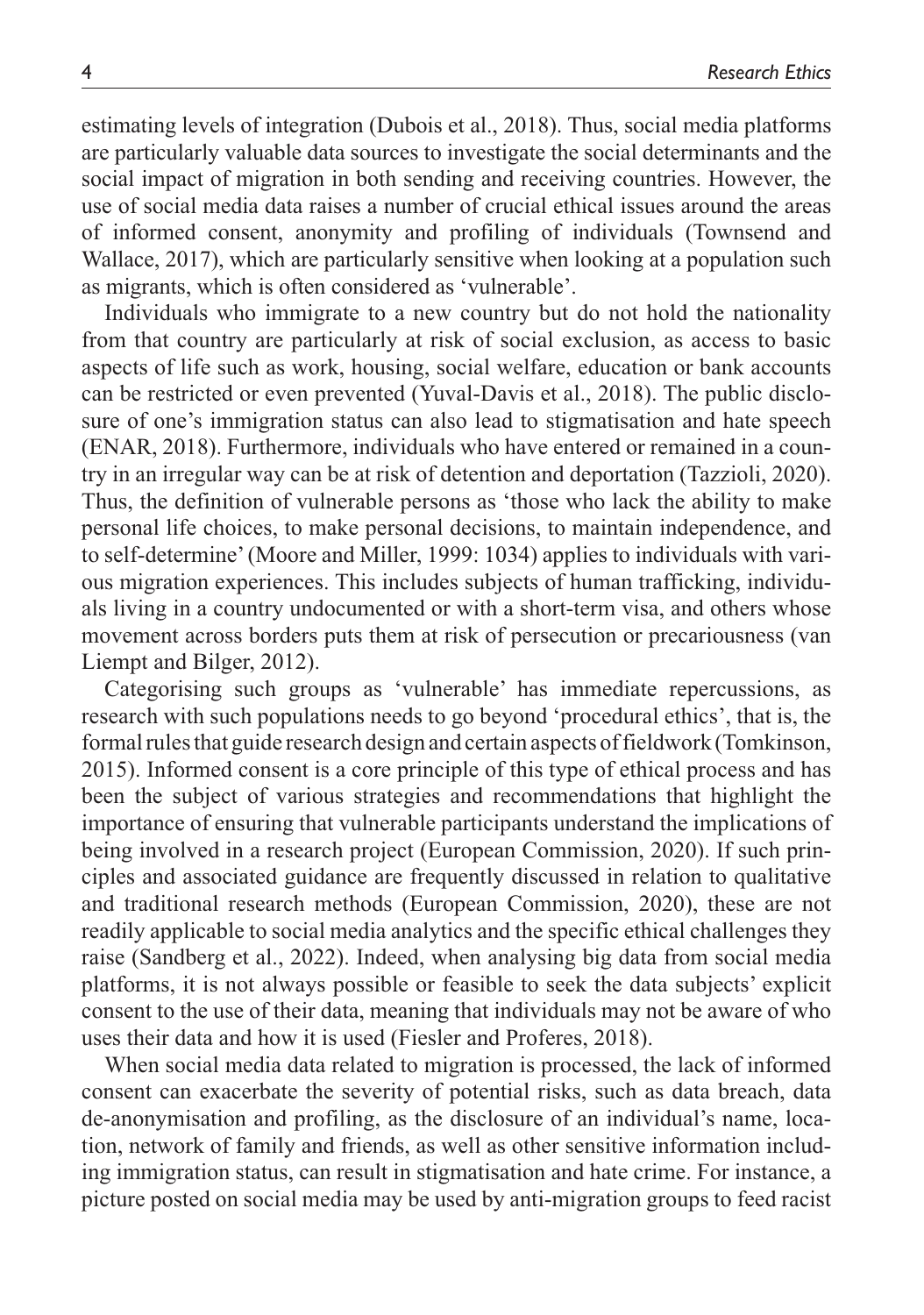estimating levels of integration (Dubois et al., 2018). Thus, social media platforms are particularly valuable data sources to investigate the social determinants and the social impact of migration in both sending and receiving countries. However, the use of social media data raises a number of crucial ethical issues around the areas of informed consent, anonymity and profiling of individuals (Townsend and Wallace, 2017), which are particularly sensitive when looking at a population such as migrants, which is often considered as 'vulnerable'.

Individuals who immigrate to a new country but do not hold the nationality from that country are particularly at risk of social exclusion, as access to basic aspects of life such as work, housing, social welfare, education or bank accounts can be restricted or even prevented (Yuval-Davis et al., 2018). The public disclosure of one's immigration status can also lead to stigmatisation and hate speech (ENAR, 2018). Furthermore, individuals who have entered or remained in a country in an irregular way can be at risk of detention and deportation (Tazzioli, 2020). Thus, the definition of vulnerable persons as 'those who lack the ability to make personal life choices, to make personal decisions, to maintain independence, and to self-determine' (Moore and Miller, 1999: 1034) applies to individuals with various migration experiences. This includes subjects of human trafficking, individuals living in a country undocumented or with a short-term visa, and others whose movement across borders puts them at risk of persecution or precariousness (van Liempt and Bilger, 2012).

Categorising such groups as 'vulnerable' has immediate repercussions, as research with such populations needs to go beyond 'procedural ethics', that is, the formal rules that guide research design and certain aspects of fieldwork (Tomkinson, 2015). Informed consent is a core principle of this type of ethical process and has been the subject of various strategies and recommendations that highlight the importance of ensuring that vulnerable participants understand the implications of being involved in a research project (European Commission, 2020). If such principles and associated guidance are frequently discussed in relation to qualitative and traditional research methods (European Commission, 2020), these are not readily applicable to social media analytics and the specific ethical challenges they raise (Sandberg et al., 2022). Indeed, when analysing big data from social media platforms, it is not always possible or feasible to seek the data subjects' explicit consent to the use of their data, meaning that individuals may not be aware of who uses their data and how it is used (Fiesler and Proferes, 2018).

When social media data related to migration is processed, the lack of informed consent can exacerbate the severity of potential risks, such as data breach, data de-anonymisation and profiling, as the disclosure of an individual's name, location, network of family and friends, as well as other sensitive information including immigration status, can result in stigmatisation and hate crime. For instance, a picture posted on social media may be used by anti-migration groups to feed racist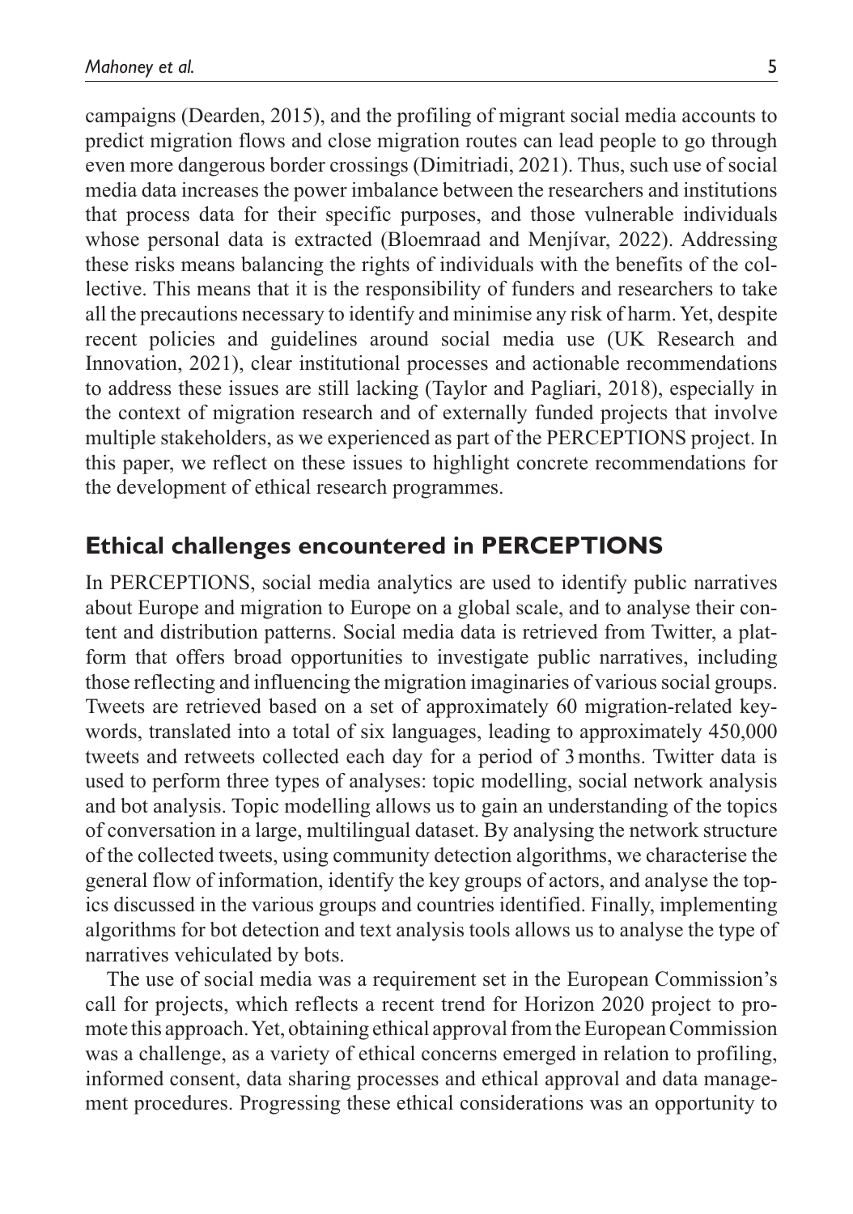campaigns (Dearden, 2015), and the profiling of migrant social media accounts to predict migration flows and close migration routes can lead people to go through even more dangerous border crossings (Dimitriadi, 2021). Thus, such use of social media data increases the power imbalance between the researchers and institutions that process data for their specific purposes, and those vulnerable individuals whose personal data is extracted (Bloemraad and Menjívar, 2022). Addressing these risks means balancing the rights of individuals with the benefits of the collective. This means that it is the responsibility of funders and researchers to take all the precautions necessary to identify and minimise any risk of harm. Yet, despite recent policies and guidelines around social media use (UK Research and Innovation, 2021), clear institutional processes and actionable recommendations to address these issues are still lacking (Taylor and Pagliari, 2018), especially in the context of migration research and of externally funded projects that involve multiple stakeholders, as we experienced as part of the PERCEPTIONS project. In this paper, we reflect on these issues to highlight concrete recommendations for the development of ethical research programmes.

## Ethical challenges encountered in PERCEPTIONS

In PERCEPTIONS, social media analytics are used to identify public narratives about Europe and migration to Europe on a global scale, and to analyse their content and distribution patterns. Social media data is retrieved from Twitter, a platform that offers broad opportunities to investigate public narratives, including those reflecting and influencing the migration imaginaries of various social groups. Tweets are retrieved based on a set of approximately 60 migration-related keywords, translated into a total of six languages, leading to approximately 450,000 tweets and retweets collected each day for a period of 3 months. Twitter data is used to perform three types of analyses: topic modelling, social network analysis and bot analysis. Topic modelling allows us to gain an understanding of the topics of conversation in a large, multilingual dataset. By analysing the network structure of the collected tweets, using community detection algorithms, we characterise the general flow of information, identify the key groups of actors, and analyse the topics discussed in the various groups and countries identified. Finally, implementing algorithms for bot detection and text analysis tools allows us to analyse the type of narratives vehiculated by bots.

The use of social media was a requirement set in the European Commission's call for projects, which reflects a recent trend for Horizon 2020 project to promote this approach. Yet, obtaining ethical approval from the European Commission was a challenge, as a variety of ethical concerns emerged in relation to profiling, informed consent, data sharing processes and ethical approval and data management procedures. Progressing these ethical considerations was an opportunity to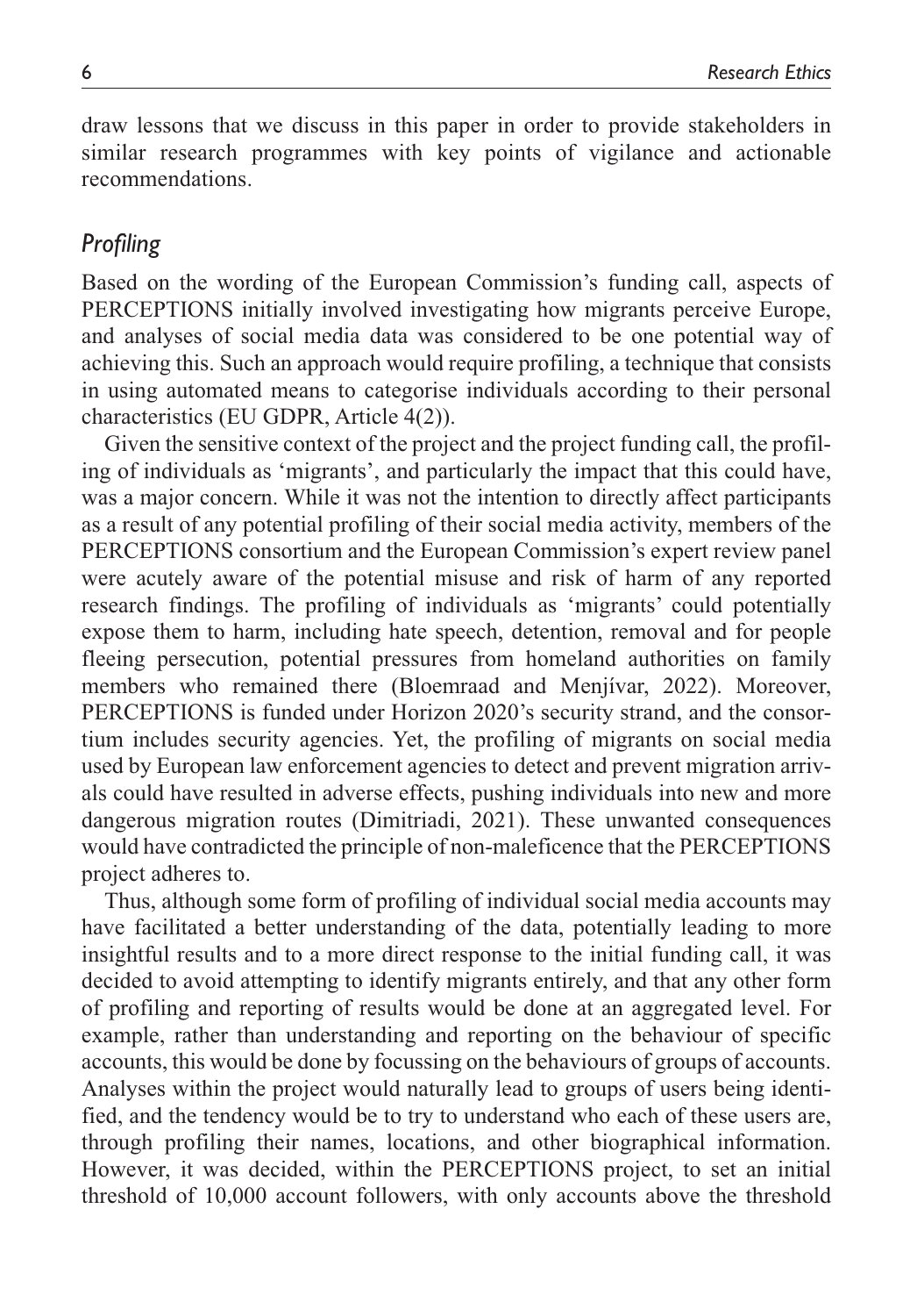draw lessons that we discuss in this paper in order to provide stakeholders in similar research programmes with key points of vigilance and actionable recommendations.

## *Profiling*

Based on the wording of the European Commission's funding call, aspects of PERCEPTIONS initially involved investigating how migrants perceive Europe, and analyses of social media data was considered to be one potential way of achieving this. Such an approach would require profiling, a technique that consists in using automated means to categorise individuals according to their personal characteristics (EU GDPR, Article 4(2)).

Given the sensitive context of the project and the project funding call, the profiling of individuals as 'migrants', and particularly the impact that this could have, was a major concern. While it was not the intention to directly affect participants as a result of any potential profiling of their social media activity, members of the PERCEPTIONS consortium and the European Commission's expert review panel were acutely aware of the potential misuse and risk of harm of any reported research findings. The profiling of individuals as 'migrants' could potentially expose them to harm, including hate speech, detention, removal and for people fleeing persecution, potential pressures from homeland authorities on family members who remained there (Bloemraad and Menjívar, 2022). Moreover, PERCEPTIONS is funded under Horizon 2020's security strand, and the consortium includes security agencies. Yet, the profiling of migrants on social media used by European law enforcement agencies to detect and prevent migration arrivals could have resulted in adverse effects, pushing individuals into new and more dangerous migration routes (Dimitriadi, 2021). These unwanted consequences would have contradicted the principle of non-maleficence that the PERCEPTIONS project adheres to.

Thus, although some form of profiling of individual social media accounts may have facilitated a better understanding of the data, potentially leading to more insightful results and to a more direct response to the initial funding call, it was decided to avoid attempting to identify migrants entirely, and that any other form of profiling and reporting of results would be done at an aggregated level. For example, rather than understanding and reporting on the behaviour of specific accounts, this would be done by focussing on the behaviours of groups of accounts. Analyses within the project would naturally lead to groups of users being identified, and the tendency would be to try to understand who each of these users are, through profiling their names, locations, and other biographical information. However, it was decided, within the PERCEPTIONS project, to set an initial threshold of 10,000 account followers, with only accounts above the threshold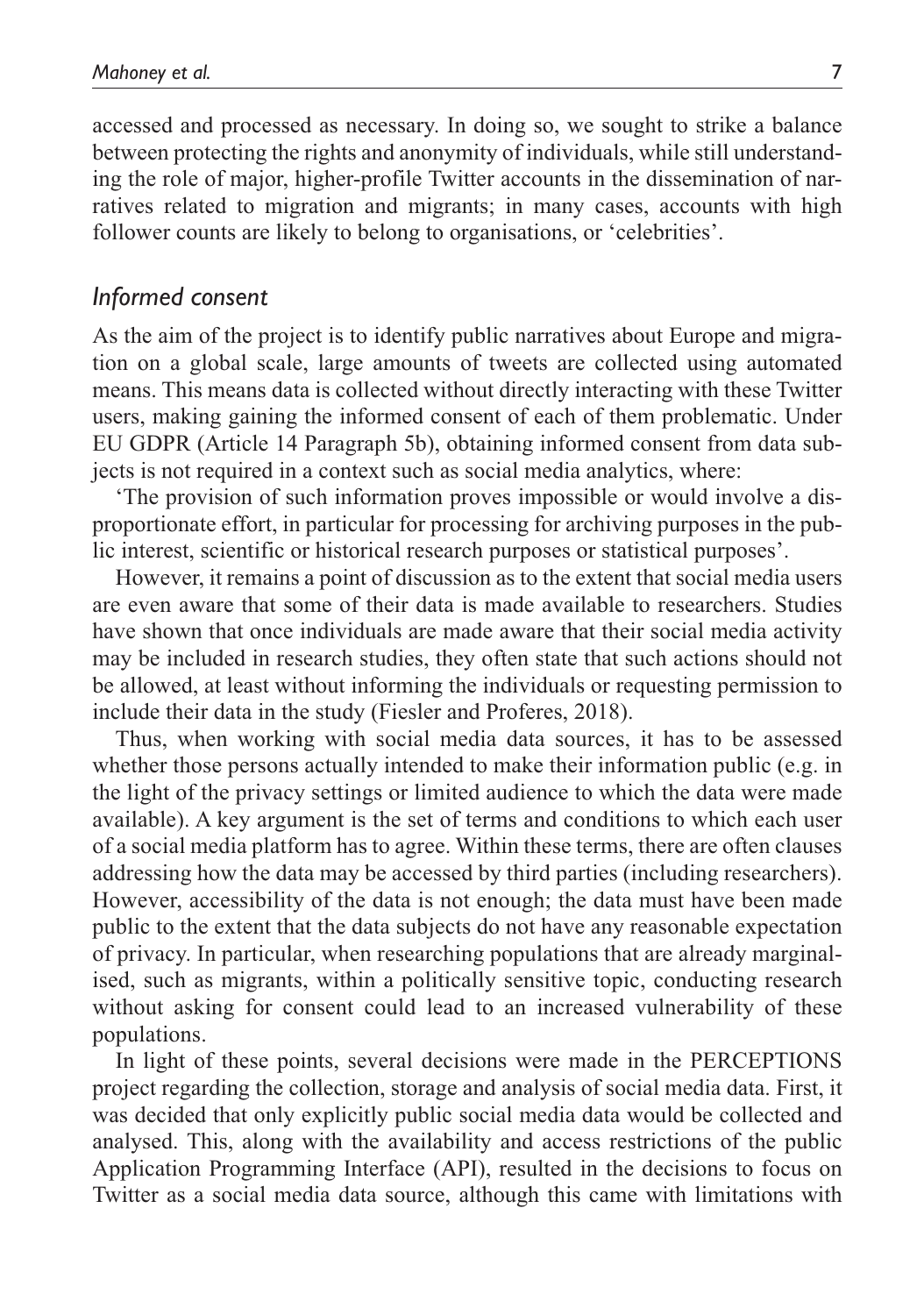accessed and processed as necessary. In doing so, we sought to strike a balance between protecting the rights and anonymity of individuals, while still understanding the role of major, higher-profile Twitter accounts in the dissemination of narratives related to migration and migrants; in many cases, accounts with high follower counts are likely to belong to organisations, or 'celebrities'.

### *Informed consent*

As the aim of the project is to identify public narratives about Europe and migration on a global scale, large amounts of tweets are collected using automated means. This means data is collected without directly interacting with these Twitter users, making gaining the informed consent of each of them problematic. Under EU GDPR (Article 14 Paragraph 5b), obtaining informed consent from data subjects is not required in a context such as social media analytics, where:

'The provision of such information proves impossible or would involve a disproportionate effort, in particular for processing for archiving purposes in the public interest, scientific or historical research purposes or statistical purposes'.

However, it remains a point of discussion as to the extent that social media users are even aware that some of their data is made available to researchers. Studies have shown that once individuals are made aware that their social media activity may be included in research studies, they often state that such actions should not be allowed, at least without informing the individuals or requesting permission to include their data in the study (Fiesler and Proferes, 2018).

Thus, when working with social media data sources, it has to be assessed whether those persons actually intended to make their information public (e.g. in the light of the privacy settings or limited audience to which the data were made available). A key argument is the set of terms and conditions to which each user of a social media platform has to agree. Within these terms, there are often clauses addressing how the data may be accessed by third parties (including researchers). However, accessibility of the data is not enough; the data must have been made public to the extent that the data subjects do not have any reasonable expectation of privacy. In particular, when researching populations that are already marginalised, such as migrants, within a politically sensitive topic, conducting research without asking for consent could lead to an increased vulnerability of these populations.

In light of these points, several decisions were made in the PERCEPTIONS project regarding the collection, storage and analysis of social media data. First, it was decided that only explicitly public social media data would be collected and analysed. This, along with the availability and access restrictions of the public Application Programming Interface (API), resulted in the decisions to focus on Twitter as a social media data source, although this came with limitations with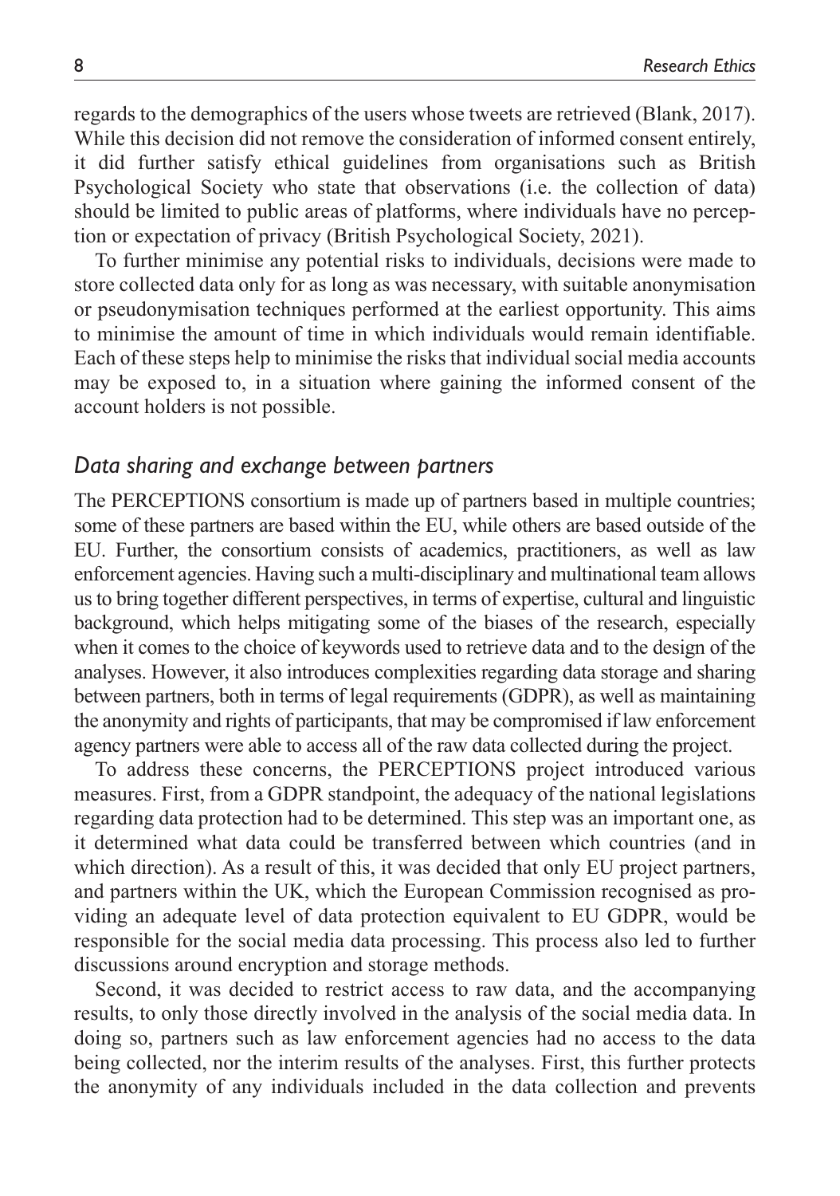regards to the demographics of the users whose tweets are retrieved (Blank, 2017). While this decision did not remove the consideration of informed consent entirely, it did further satisfy ethical guidelines from organisations such as British Psychological Society who state that observations (i.e. the collection of data) should be limited to public areas of platforms, where individuals have no perception or expectation of privacy (British Psychological Society, 2021).

To further minimise any potential risks to individuals, decisions were made to store collected data only for as long as was necessary, with suitable anonymisation or pseudonymisation techniques performed at the earliest opportunity. This aims to minimise the amount of time in which individuals would remain identifiable. Each of these steps help to minimise the risks that individual social media accounts may be exposed to, in a situation where gaining the informed consent of the account holders is not possible.

### *Data sharing and exchange between partners*

The PERCEPTIONS consortium is made up of partners based in multiple countries; some of these partners are based within the EU, while others are based outside of the EU. Further, the consortium consists of academics, practitioners, as well as law enforcement agencies. Having such a multi-disciplinary and multinational team allows us to bring together different perspectives, in terms of expertise, cultural and linguistic background, which helps mitigating some of the biases of the research, especially when it comes to the choice of keywords used to retrieve data and to the design of the analyses. However, it also introduces complexities regarding data storage and sharing between partners, both in terms of legal requirements (GDPR), as well as maintaining the anonymity and rights of participants, that may be compromised if law enforcement agency partners were able to access all of the raw data collected during the project.

To address these concerns, the PERCEPTIONS project introduced various measures. First, from a GDPR standpoint, the adequacy of the national legislations regarding data protection had to be determined. This step was an important one, as it determined what data could be transferred between which countries (and in which direction). As a result of this, it was decided that only EU project partners, and partners within the UK, which the European Commission recognised as providing an adequate level of data protection equivalent to EU GDPR, would be responsible for the social media data processing. This process also led to further discussions around encryption and storage methods.

Second, it was decided to restrict access to raw data, and the accompanying results, to only those directly involved in the analysis of the social media data. In doing so, partners such as law enforcement agencies had no access to the data being collected, nor the interim results of the analyses. First, this further protects the anonymity of any individuals included in the data collection and prevents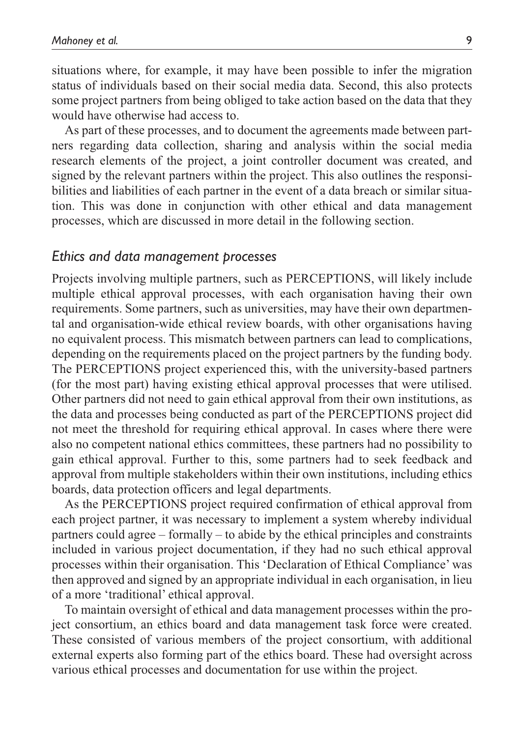situations where, for example, it may have been possible to infer the migration status of individuals based on their social media data. Second, this also protects some project partners from being obliged to take action based on the data that they would have otherwise had access to.

As part of these processes, and to document the agreements made between partners regarding data collection, sharing and analysis within the social media research elements of the project, a joint controller document was created, and signed by the relevant partners within the project. This also outlines the responsibilities and liabilities of each partner in the event of a data breach or similar situation. This was done in conjunction with other ethical and data management processes, which are discussed in more detail in the following section.

### *Ethics and data management processes*

Projects involving multiple partners, such as PERCEPTIONS, will likely include multiple ethical approval processes, with each organisation having their own requirements. Some partners, such as universities, may have their own departmental and organisation-wide ethical review boards, with other organisations having no equivalent process. This mismatch between partners can lead to complications, depending on the requirements placed on the project partners by the funding body. The PERCEPTIONS project experienced this, with the university-based partners (for the most part) having existing ethical approval processes that were utilised. Other partners did not need to gain ethical approval from their own institutions, as the data and processes being conducted as part of the PERCEPTIONS project did not meet the threshold for requiring ethical approval. In cases where there were also no competent national ethics committees, these partners had no possibility to gain ethical approval. Further to this, some partners had to seek feedback and approval from multiple stakeholders within their own institutions, including ethics boards, data protection officers and legal departments.

As the PERCEPTIONS project required confirmation of ethical approval from each project partner, it was necessary to implement a system whereby individual partners could agree – formally – to abide by the ethical principles and constraints included in various project documentation, if they had no such ethical approval processes within their organisation. This 'Declaration of Ethical Compliance' was then approved and signed by an appropriate individual in each organisation, in lieu of a more 'traditional' ethical approval.

To maintain oversight of ethical and data management processes within the project consortium, an ethics board and data management task force were created. These consisted of various members of the project consortium, with additional external experts also forming part of the ethics board. These had oversight across various ethical processes and documentation for use within the project.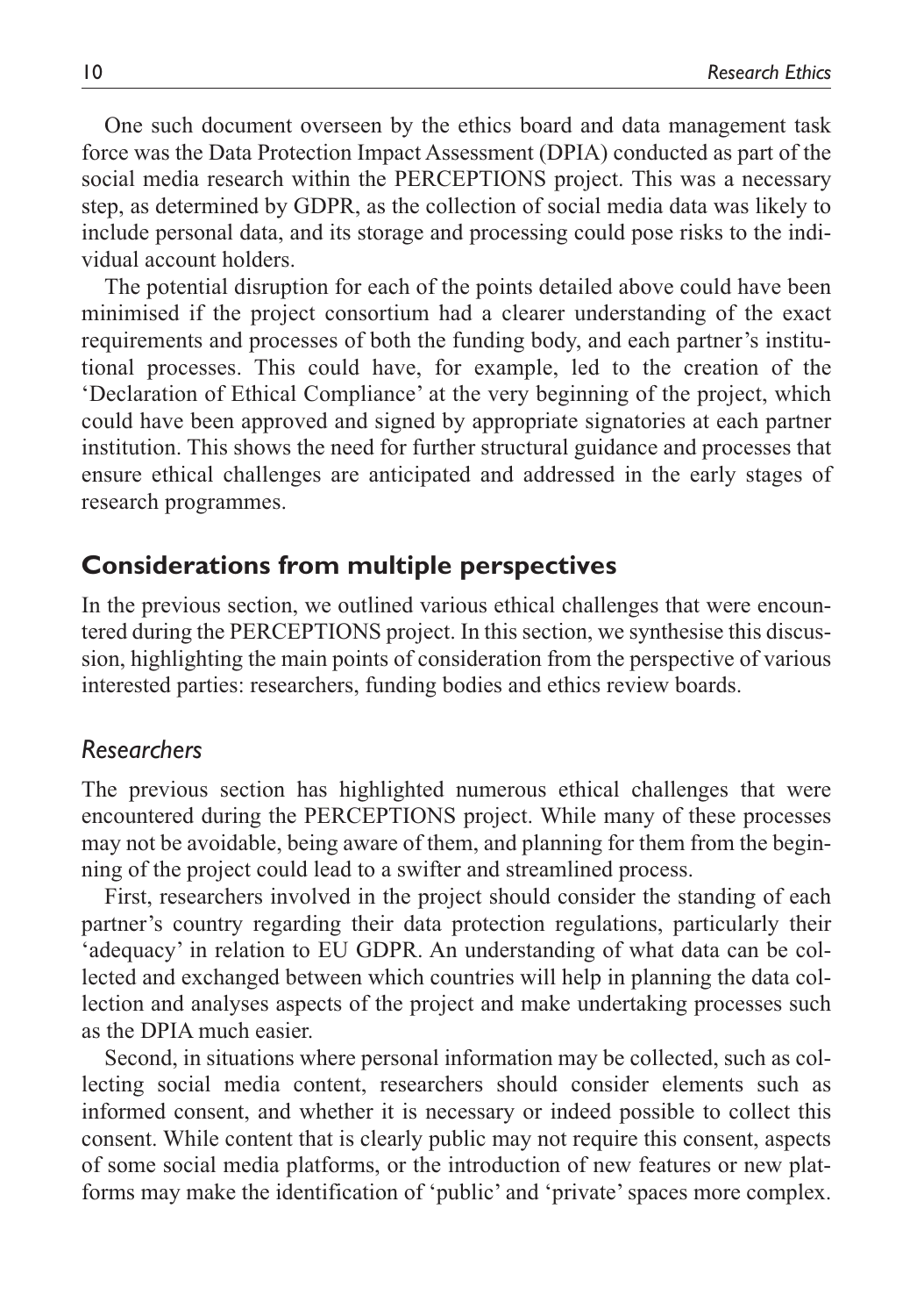One such document overseen by the ethics board and data management task force was the Data Protection Impact Assessment (DPIA) conducted as part of the social media research within the PERCEPTIONS project. This was a necessary step, as determined by GDPR, as the collection of social media data was likely to include personal data, and its storage and processing could pose risks to the individual account holders.

The potential disruption for each of the points detailed above could have been minimised if the project consortium had a clearer understanding of the exact requirements and processes of both the funding body, and each partner's institutional processes. This could have, for example, led to the creation of the 'Declaration of Ethical Compliance' at the very beginning of the project, which could have been approved and signed by appropriate signatories at each partner institution. This shows the need for further structural guidance and processes that ensure ethical challenges are anticipated and addressed in the early stages of research programmes.

## Considerations from multiple perspectives

In the previous section, we outlined various ethical challenges that were encountered during the PERCEPTIONS project. In this section, we synthesise this discussion, highlighting the main points of consideration from the perspective of various interested parties: researchers, funding bodies and ethics review boards.

### *Researchers*

The previous section has highlighted numerous ethical challenges that were encountered during the PERCEPTIONS project. While many of these processes may not be avoidable, being aware of them, and planning for them from the beginning of the project could lead to a swifter and streamlined process.

First, researchers involved in the project should consider the standing of each partner's country regarding their data protection regulations, particularly their 'adequacy' in relation to EU GDPR. An understanding of what data can be collected and exchanged between which countries will help in planning the data collection and analyses aspects of the project and make undertaking processes such as the DPIA much easier.

Second, in situations where personal information may be collected, such as collecting social media content, researchers should consider elements such as informed consent, and whether it is necessary or indeed possible to collect this consent. While content that is clearly public may not require this consent, aspects of some social media platforms, or the introduction of new features or new platforms may make the identification of 'public' and 'private' spaces more complex.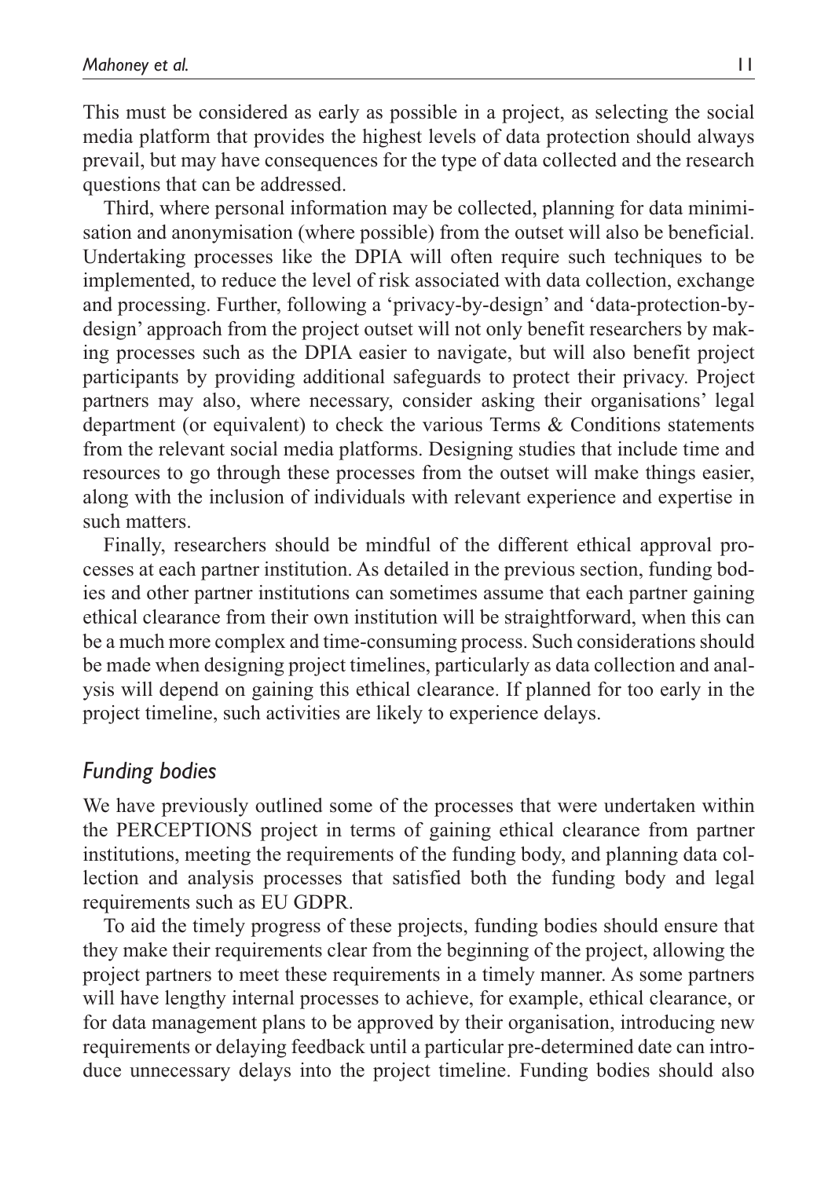This must be considered as early as possible in a project, as selecting the social media platform that provides the highest levels of data protection should always prevail, but may have consequences for the type of data collected and the research questions that can be addressed.

Third, where personal information may be collected, planning for data minimisation and anonymisation (where possible) from the outset will also be beneficial. Undertaking processes like the DPIA will often require such techniques to be implemented, to reduce the level of risk associated with data collection, exchange and processing. Further, following a 'privacy-by-design' and 'data-protection-by-design' approach from the project outset will not only benefit researchers by making processes such as the DPIA easier to navigate, but will also benefit project participants by providing additional safeguards to protect their privacy. Project partners may also, where necessary, consider asking their organisations' legal department (or equivalent) to check the various Terms & Conditions statements from the relevant social media platforms. Designing studies that include time and resources to go through these processes from the outset will make things easier, along with the inclusion of individuals with relevant experience and expertise in such matters.

Finally, researchers should be mindful of the different ethical approval processes at each partner institution. As detailed in the previous section, funding bodies and other partner institutions can sometimes assume that each partner gaining ethical clearance from their own institution will be straightforward, when this can be a much more complex and time-consuming process. Such considerations should be made when designing project timelines, particularly as data collection and analysis will depend on gaining this ethical clearance. If planned for too early in the project timeline, such activities are likely to experience delays.

## *Funding bodies*

We have previously outlined some of the processes that were undertaken within the PERCEPTIONS project in terms of gaining ethical clearance from partner institutions, meeting the requirements of the funding body, and planning data collection and analysis processes that satisfied both the funding body and legal requirements such as EU GDPR.

To aid the timely progress of these projects, funding bodies should ensure that they make their requirements clear from the beginning of the project, allowing the project partners to meet these requirements in a timely manner. As some partners will have lengthy internal processes to achieve, for example, ethical clearance, or for data management plans to be approved by their organisation, introducing new requirements or delaying feedback until a particular pre-determined date can introduce unnecessary delays into the project timeline. Funding bodies should also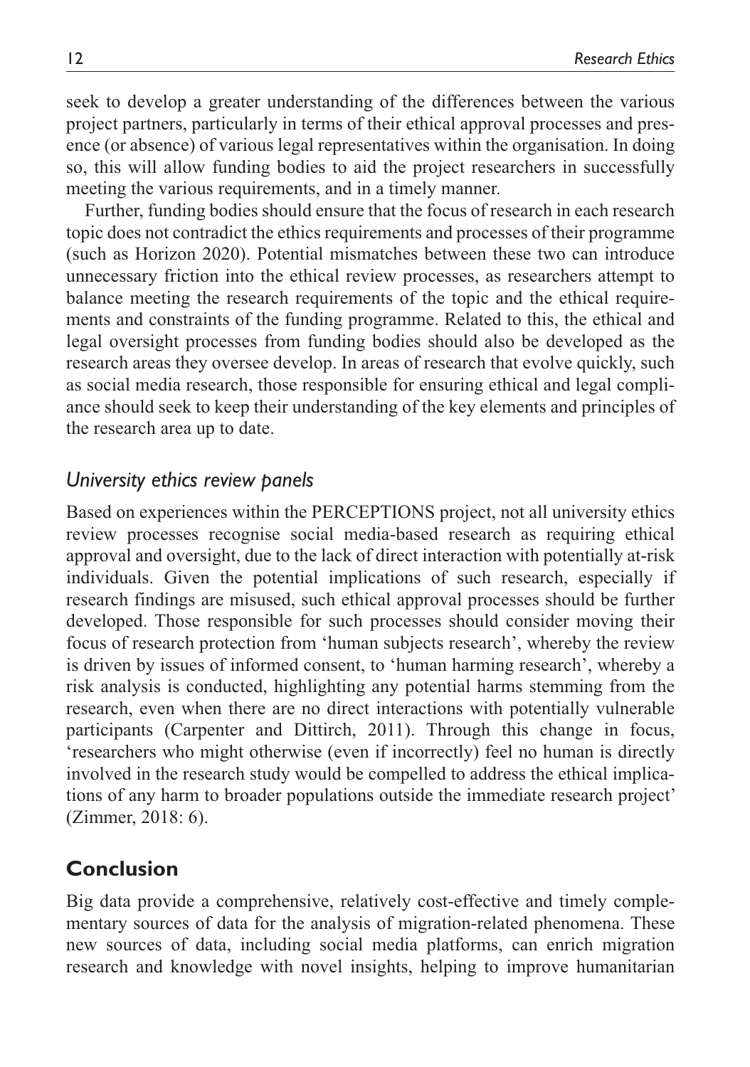seek to develop a greater understanding of the differences between the various project partners, particularly in terms of their ethical approval processes and presence (or absence) of various legal representatives within the organisation. In doing so, this will allow funding bodies to aid the project researchers in successfully meeting the various requirements, and in a timely manner.

Further, funding bodies should ensure that the focus of research in each research topic does not contradict the ethics requirements and processes of their programme (such as Horizon 2020). Potential mismatches between these two can introduce unnecessary friction into the ethical review processes, as researchers attempt to balance meeting the research requirements of the topic and the ethical requirements and constraints of the funding programme. Related to this, the ethical and legal oversight processes from funding bodies should also be developed as the research areas they oversee develop. In areas of research that evolve quickly, such as social media research, those responsible for ensuring ethical and legal compliance should seek to keep their understanding of the key elements and principles of the research area up to date.

### *University ethics review panels*

Based on experiences within the PERCEPTIONS project, not all university ethics review processes recognise social media-based research as requiring ethical approval and oversight, due to the lack of direct interaction with potentially at-risk individuals. Given the potential implications of such research, especially if research findings are misused, such ethical approval processes should be further developed. Those responsible for such processes should consider moving their focus of research protection from 'human subjects research', whereby the review is driven by issues of informed consent, to 'human harming research', whereby a risk analysis is conducted, highlighting any potential harms stemming from the research, even when there are no direct interactions with potentially vulnerable participants (Carpenter and Dittirch, 2011). Through this change in focus, 'researchers who might otherwise (even if incorrectly) feel no human is directly involved in the research study would be compelled to address the ethical implications of any harm to broader populations outside the immediate research project' (Zimmer, 2018: 6).

## Conclusion

Big data provide a comprehensive, relatively cost-effective and timely complementary sources of data for the analysis of migration-related phenomena. These new sources of data, including social media platforms, can enrich migration research and knowledge with novel insights, helping to improve humanitarian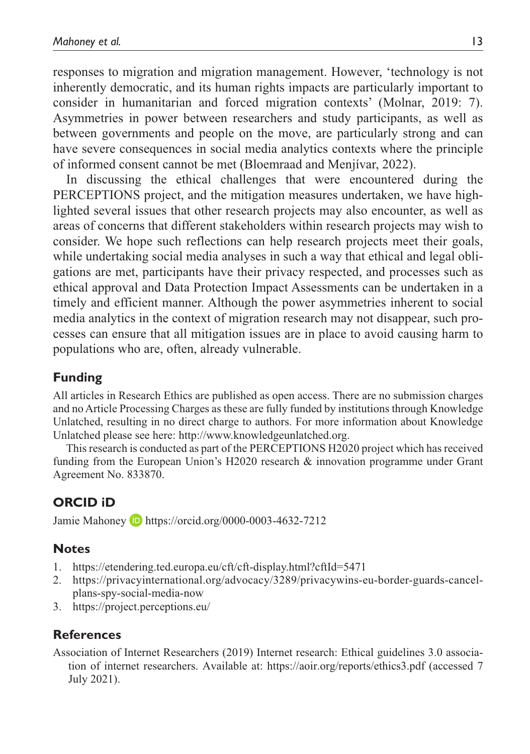responses to migration and migration management. However, 'technology is not inherently democratic, and its human rights impacts are particularly important to consider in humanitarian and forced migration contexts' (Molnar, 2019: 7). Asymmetries in power between researchers and study participants, as well as between governments and people on the move, are particularly strong and can have severe consequences in social media analytics contexts where the principle of informed consent cannot be met (Bloemraad and Menjívar, 2022).

In discussing the ethical challenges that were encountered during the PERCEPTIONS project, and the mitigation measures undertaken, we have highlighted several issues that other research projects may also encounter, as well as areas of concerns that different stakeholders within research projects may wish to consider. We hope such reflections can help research projects meet their goals, while undertaking social media analyses in such a way that ethical and legal obligations are met, participants have their privacy respected, and processes such as ethical approval and Data Protection Impact Assessments can be undertaken in a timely and efficient manner. Although the power asymmetries inherent to social media analytics in the context of migration research may not disappear, such processes can ensure that all mitigation issues are in place to avoid causing harm to populations who are, often, already vulnerable.

## Funding

All articles in Research Ethics are published as open access. There are no submission charges and no Article Processing Charges as these are fully funded by institutions through Knowledge Unlatched, resulting in no direct charge to authors. For more information about Knowledge Unlatched please see here: http://www.knowledgeunlatched.org.

This research is conducted as part of the PERCEPTIONS H2020 project which has received funding from the European Union's H2020 research & innovation programme under Grant Agreement No. 833870.

## ORCID iD

Jamie Mahoney https://orcid.org/0000-0003-4632-7212

## Notes

1. https://etendering.ted.europa.eu/cft/cft-display.html?cftId=5471
2. https://privacyinternational.org/advocacy/3289/privacywins-eu-border-guards-cancel-plans-spy-social-media-now
3. https://project.perceptions.eu/

## References

Association of Internet Researchers (2019) Internet research: Ethical guidelines 3.0 association of internet researchers. Available at: https://aoir.org/reports/ethics3.pdf (accessed 7 July 2021).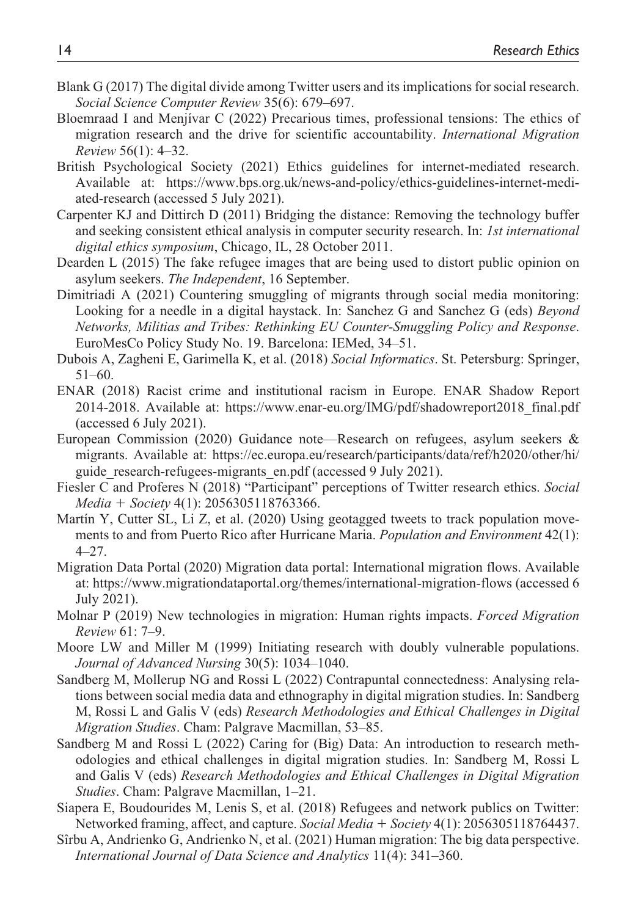Blank G (2017) The digital divide among Twitter users and its implications for social research. *Social Science Computer Review* 35(6): 679–697.

Bloemraad I and Menjívar C (2022) Precarious times, professional tensions: The ethics of migration research and the drive for scientific accountability. *International Migration Review* 56(1): 4–32.

British Psychological Society (2021) Ethics guidelines for internet-mediated research. Available at: https://www.bps.org.uk/news-and-policy/ethics-guidelines-internet-mediated-research (accessed 5 July 2021).

Carpenter KJ and Dittirch D (2011) Bridging the distance: Removing the technology buffer and seeking consistent ethical analysis in computer security research. In: *1st international digital ethics symposium*, Chicago, IL, 28 October 2011.

Dearden L (2015) The fake refugee images that are being used to distort public opinion on asylum seekers. *The Independent*, 16 September.

Dimitriadi A (2021) Countering smuggling of migrants through social media monitoring: Looking for a needle in a digital haystack. In: Sanchez G and Sanchez G (eds) *Beyond Networks, Militias and Tribes: Rethinking EU Counter-Smuggling Policy and Response*. EuroMesCo Policy Study No. 19. Barcelona: IEMed, 34–51.

Dubois A, Zagheni E, Garimella K, et al. (2018) *Social Informatics*. St. Petersburg: Springer, 51–60.

ENAR (2018) Racist crime and institutional racism in Europe. ENAR Shadow Report 2014-2018. Available at: https://www.enar-eu.org/IMG/pdf/shadowreport2018_final.pdf (accessed 6 July 2021).

European Commission (2020) Guidance note—Research on refugees, asylum seekers & migrants. Available at: https://ec.europa.eu/research/participants/data/ref/h2020/other/hi/guide_research-refugees-migrants_en.pdf (accessed 9 July 2021).

Fiesler C and Proferes N (2018) "Participant" perceptions of Twitter research ethics. *Social Media + Society* 4(1): 2056305118763366.

Martín Y, Cutter SL, Li Z, et al. (2020) Using geotagged tweets to track population movements to and from Puerto Rico after Hurricane Maria. *Population and Environment* 42(1): 4–27.

Migration Data Portal (2020) Migration data portal: International migration flows. Available at: https://www.migrationdataportal.org/themes/international-migration-flows (accessed 6 July 2021).

Molnar P (2019) New technologies in migration: Human rights impacts. *Forced Migration Review* 61: 7–9.

Moore LW and Miller M (1999) Initiating research with doubly vulnerable populations. *Journal of Advanced Nursing* 30(5): 1034–1040.

Sandberg M, Mollerup NG and Rossi L (2022) Contrapuntal connectedness: Analysing relations between social media data and ethnography in digital migration studies. In: Sandberg M, Rossi L and Galis V (eds) *Research Methodologies and Ethical Challenges in Digital Migration Studies*. Cham: Palgrave Macmillan, 53–85.

Sandberg M and Rossi L (2022) Caring for (Big) Data: An introduction to research methodologies and ethical challenges in digital migration studies. In: Sandberg M, Rossi L and Galis V (eds) *Research Methodologies and Ethical Challenges in Digital Migration Studies*. Cham: Palgrave Macmillan, 1–21.

Siapera E, Boudourides M, Lenis S, et al. (2018) Refugees and network publics on Twitter: Networked framing, affect, and capture. *Social Media + Society* 4(1): 2056305118764437.

Sîrbu A, Andrienko G, Andrienko N, et al. (2021) Human migration: The big data perspective. *International Journal of Data Science and Analytics* 11(4): 341–360.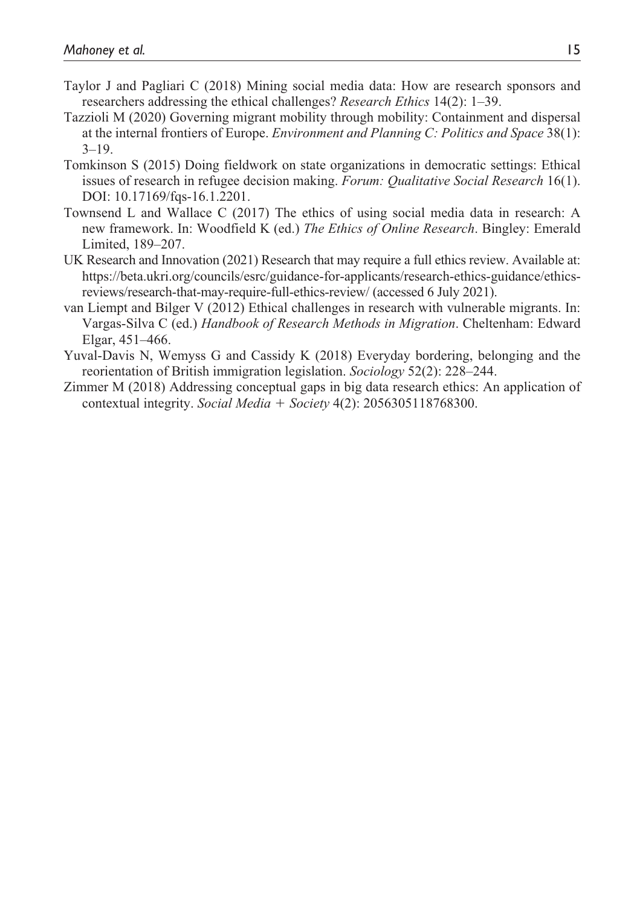Taylor J and Pagliari C (2018) Mining social media data: How are research sponsors and researchers addressing the ethical challenges? *Research Ethics* 14(2): 1–39.

Tazzioli M (2020) Governing migrant mobility through mobility: Containment and dispersal at the internal frontiers of Europe. *Environment and Planning C: Politics and Space* 38(1): 3–19.

Tomkinson S (2015) Doing fieldwork on state organizations in democratic settings: Ethical issues of research in refugee decision making. *Forum: Qualitative Social Research* 16(1). DOI: 10.17169/fqs-16.1.2201.

Townsend L and Wallace C (2017) The ethics of using social media data in research: A new framework. In: Woodfield K (ed.) *The Ethics of Online Research*. Bingley: Emerald Limited, 189–207.

UK Research and Innovation (2021) Research that may require a full ethics review. Available at: https://beta.ukri.org/councils/esrc/guidance-for-applicants/research-ethics-guidance/ethics-reviews/research-that-may-require-full-ethics-review/ (accessed 6 July 2021).

van Liempt and Bilger V (2012) Ethical challenges in research with vulnerable migrants. In: Vargas-Silva C (ed.) *Handbook of Research Methods in Migration*. Cheltenham: Edward Elgar, 451–466.

Yuval-Davis N, Wemyss G and Cassidy K (2018) Everyday bordering, belonging and the reorientation of British immigration legislation. *Sociology* 52(2): 228–244.

Zimmer M (2018) Addressing conceptual gaps in big data research ethics: An application of contextual integrity. *Social Media + Society* 4(2): 2056305118768300.